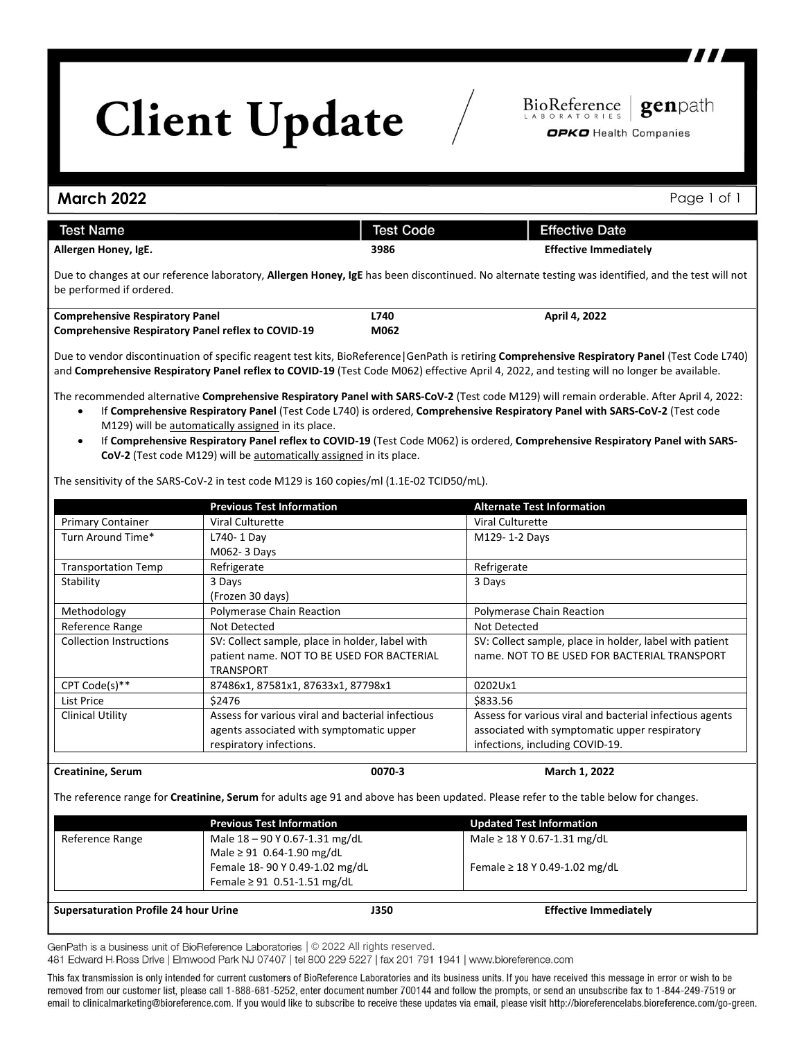# Client Update

BioReference Laboratories | genpath
OPKO Health Companies

## March 2022

| Test Name | Test Code | Effective Date |
|---|---|---|
| **Allergen Honey, IgE.** | **3986** | **Effective Immediately** |

Due to changes at our reference laboratory, **Allergen Honey, IgE** has been discontinued. No alternate testing was identified, and the test will not be performed if ordered.

| Test Name | Test Code | Effective Date |
|---|---|---|
| **Comprehensive Respiratory Panel** | **L740** | **April 4, 2022** |
| **Comprehensive Respiratory Panel reflex to COVID-19** | **M062** | |

Due to vendor discontinuation of specific reagent test kits, BioReference|GenPath is retiring **Comprehensive Respiratory Panel** (Test Code L740) and **Comprehensive Respiratory Panel reflex to COVID-19** (Test Code M062) effective April 4, 2022, and testing will no longer be available.

The recommended alternative **Comprehensive Respiratory Panel with SARS-CoV-2** (Test code M129) will remain orderable. After April 4, 2022:

- If **Comprehensive Respiratory Panel** (Test Code L740) is ordered, **Comprehensive Respiratory Panel with SARS-CoV-2** (Test code M129) will be automatically assigned in its place.
- If **Comprehensive Respiratory Panel reflex to COVID-19** (Test Code M062) is ordered, **Comprehensive Respiratory Panel with SARS-CoV-2** (Test code M129) will be automatically assigned in its place.

The sensitivity of the SARS-CoV-2 in test code M129 is 160 copies/ml (1.1E-02 TCID50/mL).

| | Previous Test Information | Alternate Test Information |
|---|---|---|
| Primary Container | Viral Culturette | Viral Culturette |
| Turn Around Time* | L740- 1 Day<br>M062- 3 Days | M129- 1-2 Days |
| Transportation Temp | Refrigerate | Refrigerate |
| Stability | 3 Days<br>(Frozen 30 days) | 3 Days |
| Methodology | Polymerase Chain Reaction | Polymerase Chain Reaction |
| Reference Range | Not Detected | Not Detected |
| Collection Instructions | SV: Collect sample, place in holder, label with patient name. NOT TO BE USED FOR BACTERIAL TRANSPORT | SV: Collect sample, place in holder, label with patient name. NOT TO BE USED FOR BACTERIAL TRANSPORT |
| CPT Code(s)** | 87486x1, 87581x1, 87633x1, 87798x1 | 0202Ux1 |
| List Price | $2476 | $833.56 |
| Clinical Utility | Assess for various viral and bacterial infectious agents associated with symptomatic upper respiratory infections. | Assess for various viral and bacterial infectious agents associated with symptomatic upper respiratory infections, including COVID-19. |

| Test Name | Test Code | Effective Date |
|---|---|---|
| **Creatinine, Serum** | **0070-3** | **March 1, 2022** |

The reference range for **Creatinine, Serum** for adults age 91 and above has been updated. Please refer to the table below for changes.

| | Previous Test Information | Updated Test Information |
|---|---|---|
| Reference Range | Male 18 – 90 Y 0.67-1.31 mg/dL<br>Male ≥ 91 0.64-1.90 mg/dL<br>Female 18- 90 Y 0.49-1.02 mg/dL<br>Female ≥ 91 0.51-1.51 mg/dL | Male ≥ 18 Y 0.67-1.31 mg/dL<br><br>Female ≥ 18 Y 0.49-1.02 mg/dL |

| Test Name | Test Code | Effective Date |
|---|---|---|
| **Supersaturation Profile 24 hour Urine** | **J350** | **Effective Immediately** |

GenPath is a business unit of BioReference Laboratories | © 2022 All rights reserved.
481 Edward H. Ross Drive | Elmwood Park NJ 07407 | tel 800 229 5227 | fax 201 791 1941 | www.bioreference.com

This fax transmission is only intended for current customers of BioReference Laboratories and its business units. If you have received this message in error or wish to be removed from our customer list, please call 1-888-681-5252, enter document number 700144 and follow the prompts, or send an unsubscribe fax to 1-844-249-7519 or email to clinicalmarketing@bioreference.com. If you would like to subscribe to receive these updates via email, please visit http://bioreferencelabs.bioreference.com/go-green.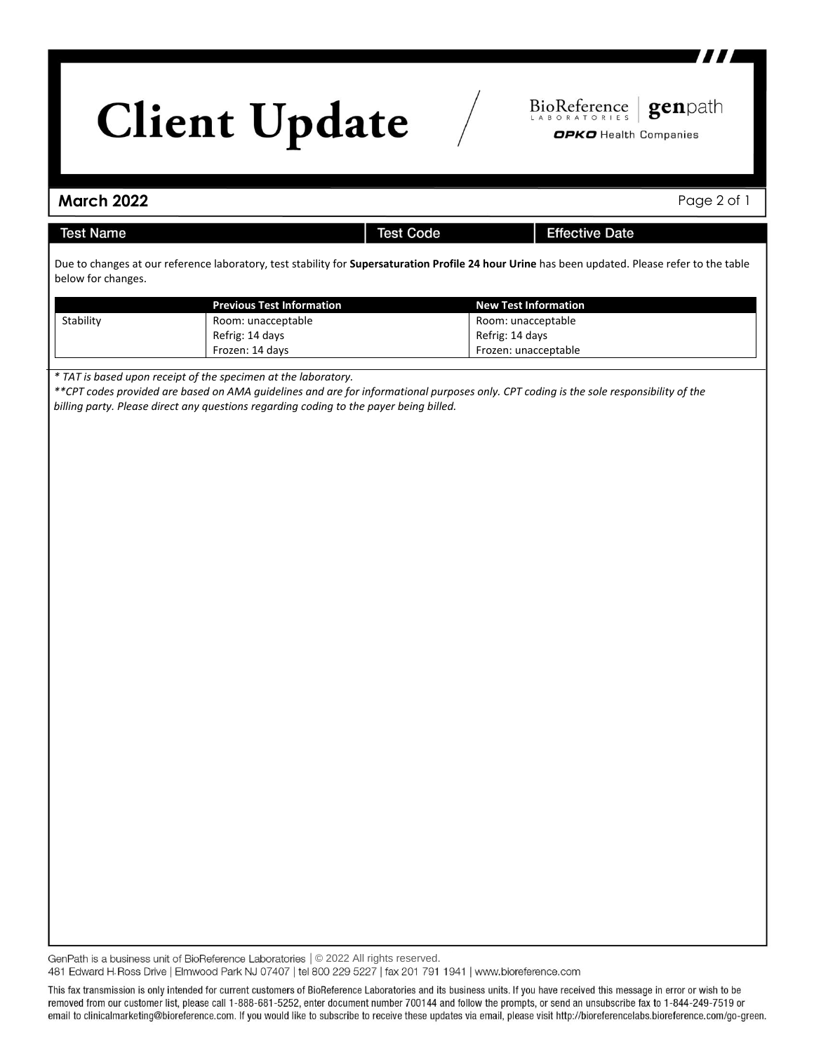# Client Update

BioReference Laboratories | genpath

OPKO Health Companies

**March 2022**

| Test Name | Test Code | Effective Date |
|---|---|---|

Due to changes at our reference laboratory, test stability for **Supersaturation Profile 24 hour Urine** has been updated. Please refer to the table below for changes.

| | Previous Test Information | New Test Information |
|---|---|---|
| Stability | Room: unacceptable<br>Refrig: 14 days<br>Frozen: 14 days | Room: unacceptable<br>Refrig: 14 days<br>Frozen: unacceptable |

*\* TAT is based upon receipt of the specimen at the laboratory.*

*\*\*CPT codes provided are based on AMA guidelines and are for informational purposes only. CPT coding is the sole responsibility of the billing party. Please direct any questions regarding coding to the payer being billed.*

GenPath is a business unit of BioReference Laboratories | © 2022 All rights reserved.
481 Edward H. Ross Drive | Elmwood Park NJ 07407 | tel 800 229 5227 | fax 201 791 1941 | www.bioreference.com

This fax transmission is only intended for current customers of BioReference Laboratories and its business units. If you have received this message in error or wish to be removed from our customer list, please call 1-888-681-5252, enter document number 700144 and follow the prompts, or send an unsubscribe fax to 1-844-249-7519 or email to clinicalmarketing@bioreference.com. If you would like to subscribe to receive these updates via email, please visit http://bioreferencelabs.bioreference.com/go-green.